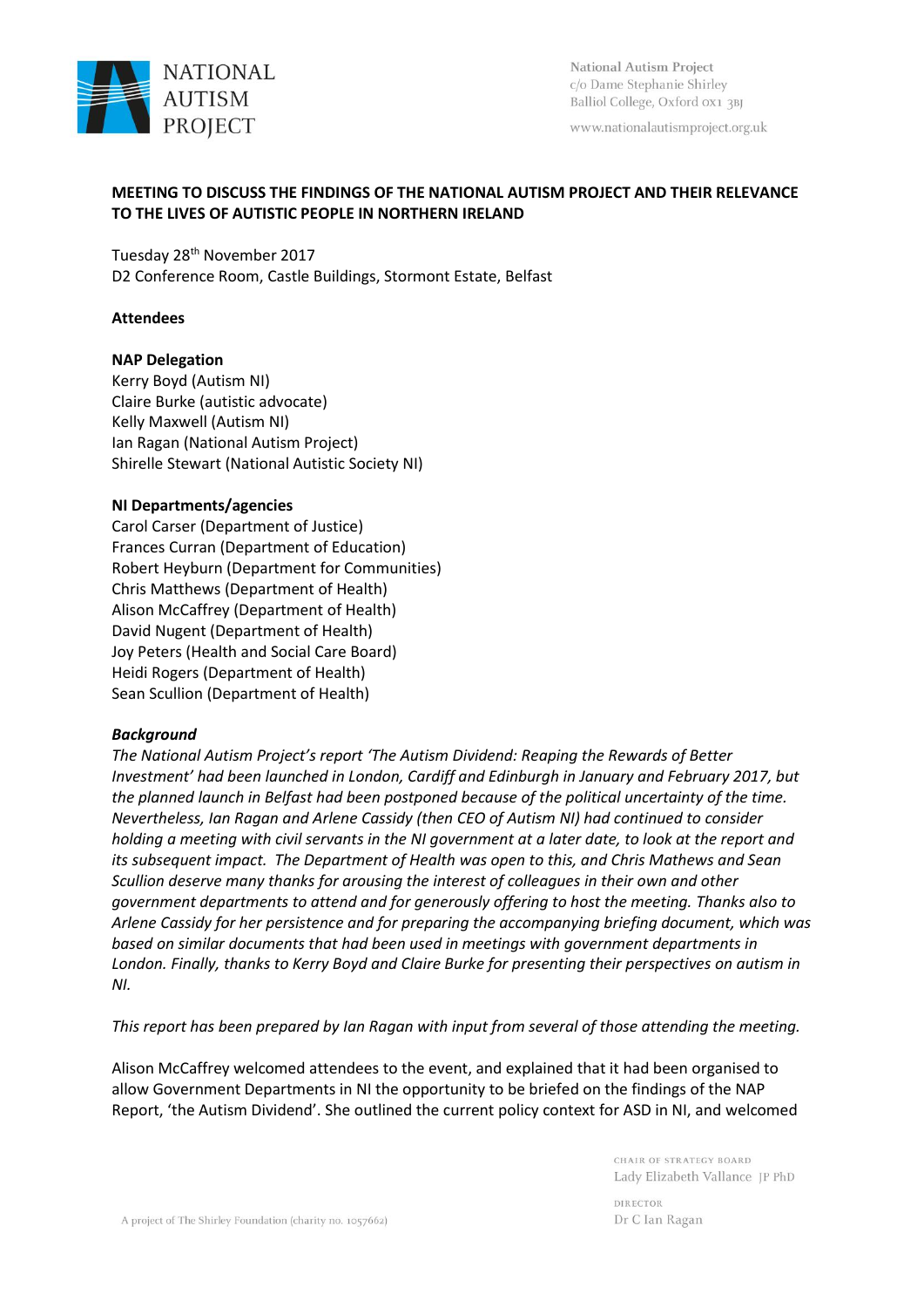NATIONAL AUTISM PROJECT

National Autism Project
c/o Dame Stephanie Shirley
Balliol College, Oxford OX1 3BJ

www.nationalautismproject.org.uk

**MEETING TO DISCUSS THE FINDINGS OF THE NATIONAL AUTISM PROJECT AND THEIR RELEVANCE TO THE LIVES OF AUTISTIC PEOPLE IN NORTHERN IRELAND**

Tuesday 28th November 2017
D2 Conference Room, Castle Buildings, Stormont Estate, Belfast

**Attendees**

**NAP Delegation**
Kerry Boyd (Autism NI)
Claire Burke (autistic advocate)
Kelly Maxwell (Autism NI)
Ian Ragan (National Autism Project)
Shirelle Stewart (National Autistic Society NI)

**NI Departments/agencies**
Carol Carser (Department of Justice)
Frances Curran (Department of Education)
Robert Heyburn (Department for Communities)
Chris Matthews (Department of Health)
Alison McCaffrey (Department of Health)
David Nugent (Department of Health)
Joy Peters (Health and Social Care Board)
Heidi Rogers (Department of Health)
Sean Scullion (Department of Health)

***Background***
*The National Autism Project's report 'The Autism Dividend: Reaping the Rewards of Better Investment' had been launched in London, Cardiff and Edinburgh in January and February 2017, but the planned launch in Belfast had been postponed because of the political uncertainty of the time. Nevertheless, Ian Ragan and Arlene Cassidy (then CEO of Autism NI) had continued to consider holding a meeting with civil servants in the NI government at a later date, to look at the report and its subsequent impact. The Department of Health was open to this, and Chris Mathews and Sean Scullion deserve many thanks for arousing the interest of colleagues in their own and other government departments to attend and for generously offering to host the meeting. Thanks also to Arlene Cassidy for her persistence and for preparing the accompanying briefing document, which was based on similar documents that had been used in meetings with government departments in London. Finally, thanks to Kerry Boyd and Claire Burke for presenting their perspectives on autism in NI.*

*This report has been prepared by Ian Ragan with input from several of those attending the meeting.*

Alison McCaffrey welcomed attendees to the event, and explained that it had been organised to allow Government Departments in NI the opportunity to be briefed on the findings of the NAP Report, 'the Autism Dividend'. She outlined the current policy context for ASD in NI, and welcomed

A project of The Shirley Foundation (charity no. 1057662)

CHAIR OF STRATEGY BOARD
Lady Elizabeth Vallance JP PhD

DIRECTOR
Dr C Ian Ragan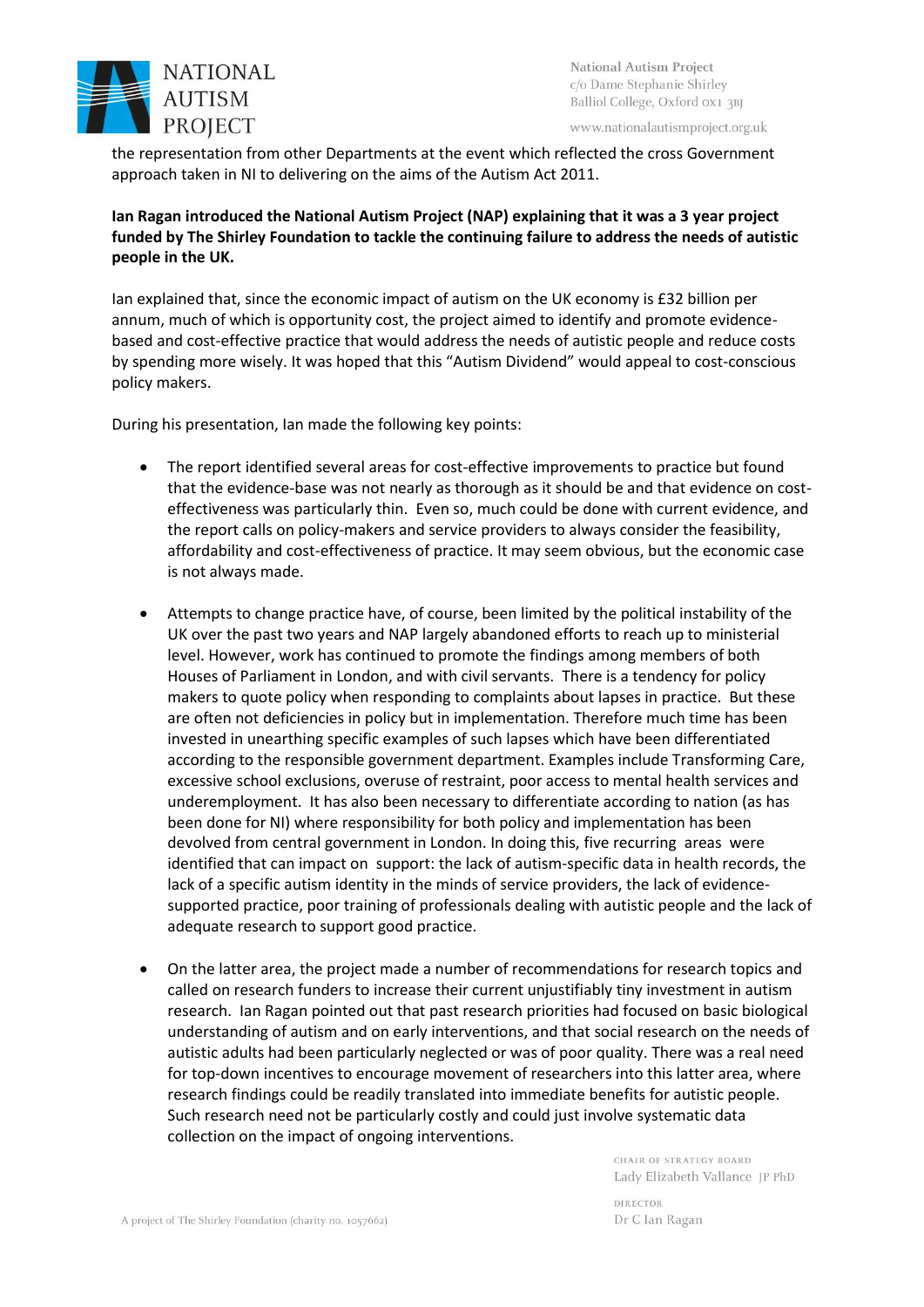the representation from other Departments at the event which reflected the cross Government approach taken in NI to delivering on the aims of the Autism Act 2011.

**Ian Ragan introduced the National Autism Project (NAP) explaining that it was a 3 year project funded by The Shirley Foundation to tackle the continuing failure to address the needs of autistic people in the UK.**

Ian explained that, since the economic impact of autism on the UK economy is £32 billion per annum, much of which is opportunity cost, the project aimed to identify and promote evidence-based and cost-effective practice that would address the needs of autistic people and reduce costs by spending more wisely. It was hoped that this "Autism Dividend" would appeal to cost-conscious policy makers.

During his presentation, Ian made the following key points:

- The report identified several areas for cost-effective improvements to practice but found that the evidence-base was not nearly as thorough as it should be and that evidence on cost-effectiveness was particularly thin. Even so, much could be done with current evidence, and the report calls on policy-makers and service providers to always consider the feasibility, affordability and cost-effectiveness of practice. It may seem obvious, but the economic case is not always made.

- Attempts to change practice have, of course, been limited by the political instability of the UK over the past two years and NAP largely abandoned efforts to reach up to ministerial level. However, work has continued to promote the findings among members of both Houses of Parliament in London, and with civil servants. There is a tendency for policy makers to quote policy when responding to complaints about lapses in practice. But these are often not deficiencies in policy but in implementation. Therefore much time has been invested in unearthing specific examples of such lapses which have been differentiated according to the responsible government department. Examples include Transforming Care, excessive school exclusions, overuse of restraint, poor access to mental health services and underemployment. It has also been necessary to differentiate according to nation (as has been done for NI) where responsibility for both policy and implementation has been devolved from central government in London. In doing this, five recurring areas were identified that can impact on support: the lack of autism-specific data in health records, the lack of a specific autism identity in the minds of service providers, the lack of evidence-supported practice, poor training of professionals dealing with autistic people and the lack of adequate research to support good practice.

- On the latter area, the project made a number of recommendations for research topics and called on research funders to increase their current unjustifiably tiny investment in autism research. Ian Ragan pointed out that past research priorities had focused on basic biological understanding of autism and on early interventions, and that social research on the needs of autistic adults had been particularly neglected or was of poor quality. There was a real need for top-down incentives to encourage movement of researchers into this latter area, where research findings could be readily translated into immediate benefits for autistic people. Such research need not be particularly costly and could just involve systematic data collection on the impact of ongoing interventions.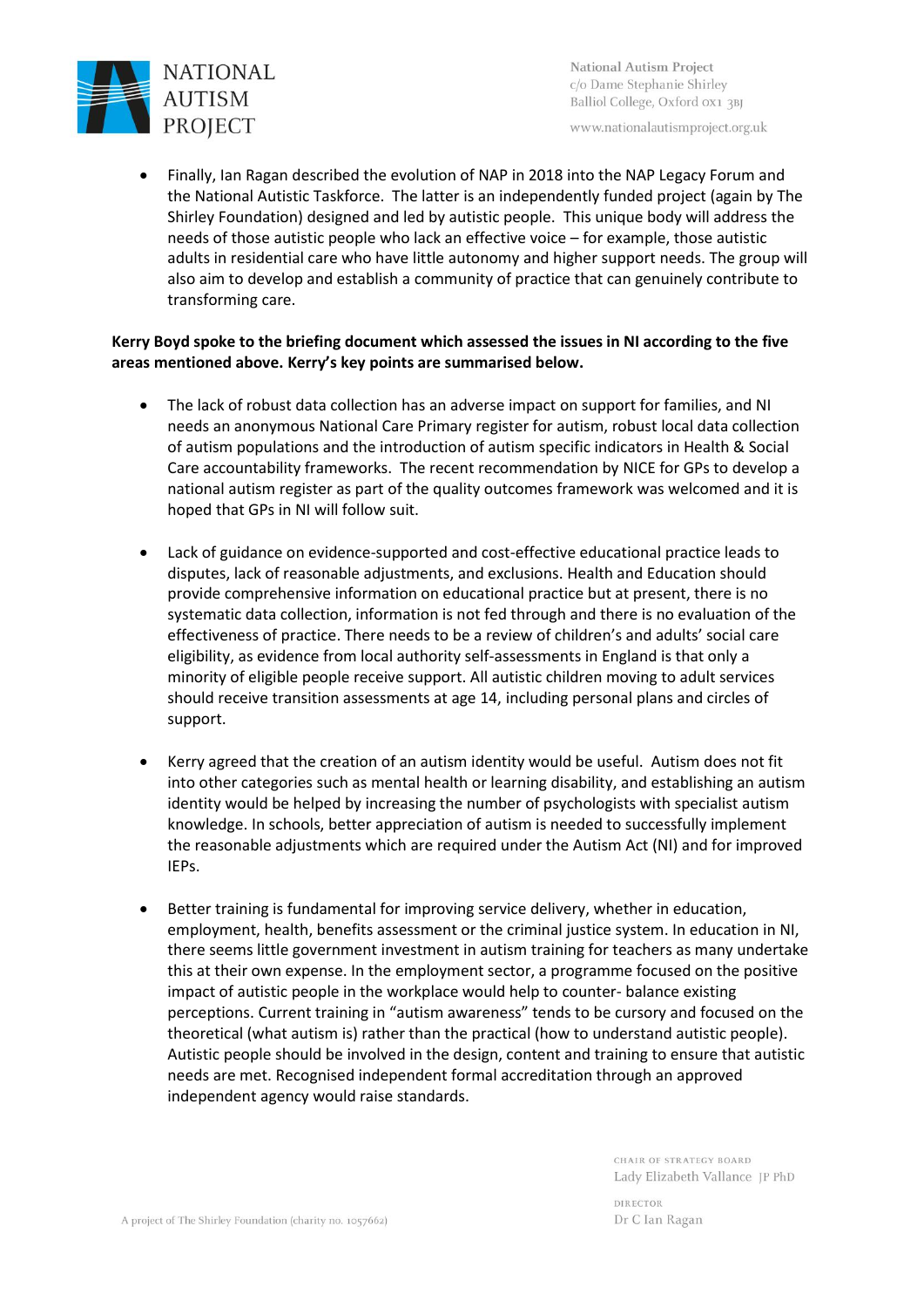- Finally, Ian Ragan described the evolution of NAP in 2018 into the NAP Legacy Forum and the National Autistic Taskforce. The latter is an independently funded project (again by The Shirley Foundation) designed and led by autistic people. This unique body will address the needs of those autistic people who lack an effective voice – for example, those autistic adults in residential care who have little autonomy and higher support needs. The group will also aim to develop and establish a community of practice that can genuinely contribute to transforming care.

**Kerry Boyd spoke to the briefing document which assessed the issues in NI according to the five areas mentioned above. Kerry's key points are summarised below.**

- The lack of robust data collection has an adverse impact on support for families, and NI needs an anonymous National Care Primary register for autism, robust local data collection of autism populations and the introduction of autism specific indicators in Health & Social Care accountability frameworks. The recent recommendation by NICE for GPs to develop a national autism register as part of the quality outcomes framework was welcomed and it is hoped that GPs in NI will follow suit.

- Lack of guidance on evidence-supported and cost-effective educational practice leads to disputes, lack of reasonable adjustments, and exclusions. Health and Education should provide comprehensive information on educational practice but at present, there is no systematic data collection, information is not fed through and there is no evaluation of the effectiveness of practice. There needs to be a review of children's and adults' social care eligibility, as evidence from local authority self-assessments in England is that only a minority of eligible people receive support. All autistic children moving to adult services should receive transition assessments at age 14, including personal plans and circles of support.

- Kerry agreed that the creation of an autism identity would be useful. Autism does not fit into other categories such as mental health or learning disability, and establishing an autism identity would be helped by increasing the number of psychologists with specialist autism knowledge. In schools, better appreciation of autism is needed to successfully implement the reasonable adjustments which are required under the Autism Act (NI) and for improved IEPs.

- Better training is fundamental for improving service delivery, whether in education, employment, health, benefits assessment or the criminal justice system. In education in NI, there seems little government investment in autism training for teachers as many undertake this at their own expense. In the employment sector, a programme focused on the positive impact of autistic people in the workplace would help to counter- balance existing perceptions. Current training in "autism awareness" tends to be cursory and focused on the theoretical (what autism is) rather than the practical (how to understand autistic people). Autistic people should be involved in the design, content and training to ensure that autistic needs are met. Recognised independent formal accreditation through an approved independent agency would raise standards.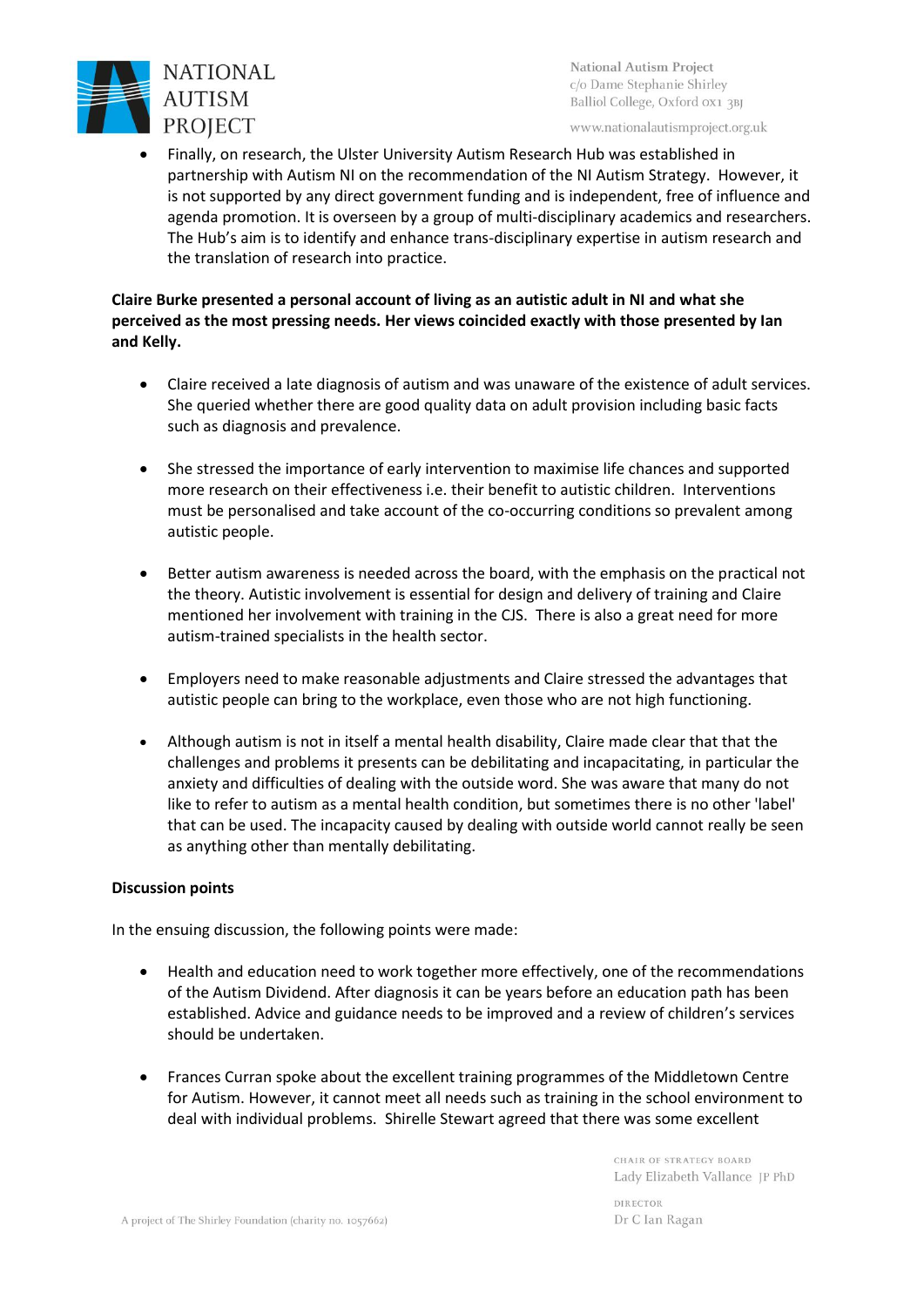- Finally, on research, the Ulster University Autism Research Hub was established in partnership with Autism NI on the recommendation of the NI Autism Strategy. However, it is not supported by any direct government funding and is independent, free of influence and agenda promotion. It is overseen by a group of multi-disciplinary academics and researchers. The Hub's aim is to identify and enhance trans-disciplinary expertise in autism research and the translation of research into practice.

**Claire Burke presented a personal account of living as an autistic adult in NI and what she perceived as the most pressing needs. Her views coincided exactly with those presented by Ian and Kelly.**

- Claire received a late diagnosis of autism and was unaware of the existence of adult services. She queried whether there are good quality data on adult provision including basic facts such as diagnosis and prevalence.

- She stressed the importance of early intervention to maximise life chances and supported more research on their effectiveness i.e. their benefit to autistic children. Interventions must be personalised and take account of the co-occurring conditions so prevalent among autistic people.

- Better autism awareness is needed across the board, with the emphasis on the practical not the theory. Autistic involvement is essential for design and delivery of training and Claire mentioned her involvement with training in the CJS. There is also a great need for more autism-trained specialists in the health sector.

- Employers need to make reasonable adjustments and Claire stressed the advantages that autistic people can bring to the workplace, even those who are not high functioning.

- Although autism is not in itself a mental health disability, Claire made clear that that the challenges and problems it presents can be debilitating and incapacitating, in particular the anxiety and difficulties of dealing with the outside word. She was aware that many do not like to refer to autism as a mental health condition, but sometimes there is no other 'label' that can be used. The incapacity caused by dealing with outside world cannot really be seen as anything other than mentally debilitating.

**Discussion points**

In the ensuing discussion, the following points were made:

- Health and education need to work together more effectively, one of the recommendations of the Autism Dividend. After diagnosis it can be years before an education path has been established. Advice and guidance needs to be improved and a review of children's services should be undertaken.

- Frances Curran spoke about the excellent training programmes of the Middletown Centre for Autism. However, it cannot meet all needs such as training in the school environment to deal with individual problems. Shirelle Stewart agreed that there was some excellent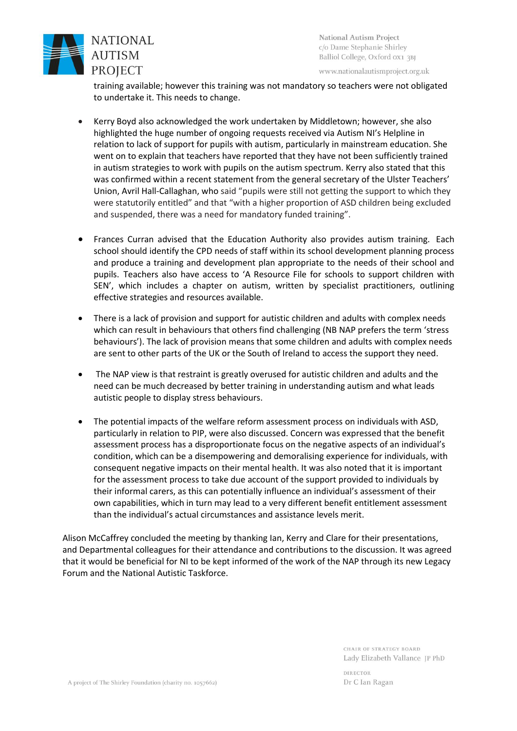training available; however this training was not mandatory so teachers were not obligated to undertake it. This needs to change.

- Kerry Boyd also acknowledged the work undertaken by Middletown; however, she also highlighted the huge number of ongoing requests received via Autism NI's Helpline in relation to lack of support for pupils with autism, particularly in mainstream education. She went on to explain that teachers have reported that they have not been sufficiently trained in autism strategies to work with pupils on the autism spectrum. Kerry also stated that this was confirmed within a recent statement from the general secretary of the Ulster Teachers' Union, Avril Hall-Callaghan, who said "pupils were still not getting the support to which they were statutorily entitled" and that "with a higher proportion of ASD children being excluded and suspended, there was a need for mandatory funded training".

- Frances Curran advised that the Education Authority also provides autism training. Each school should identify the CPD needs of staff within its school development planning process and produce a training and development plan appropriate to the needs of their school and pupils. Teachers also have access to 'A Resource File for schools to support children with SEN', which includes a chapter on autism, written by specialist practitioners, outlining effective strategies and resources available.

- There is a lack of provision and support for autistic children and adults with complex needs which can result in behaviours that others find challenging (NB NAP prefers the term 'stress behaviours'). The lack of provision means that some children and adults with complex needs are sent to other parts of the UK or the South of Ireland to access the support they need.

- The NAP view is that restraint is greatly overused for autistic children and adults and the need can be much decreased by better training in understanding autism and what leads autistic people to display stress behaviours.

- The potential impacts of the welfare reform assessment process on individuals with ASD, particularly in relation to PIP, were also discussed. Concern was expressed that the benefit assessment process has a disproportionate focus on the negative aspects of an individual's condition, which can be a disempowering and demoralising experience for individuals, with consequent negative impacts on their mental health. It was also noted that it is important for the assessment process to take due account of the support provided to individuals by their informal carers, as this can potentially influence an individual's assessment of their own capabilities, which in turn may lead to a very different benefit entitlement assessment than the individual's actual circumstances and assistance levels merit.

Alison McCaffrey concluded the meeting by thanking Ian, Kerry and Clare for their presentations, and Departmental colleagues for their attendance and contributions to the discussion. It was agreed that it would be beneficial for NI to be kept informed of the work of the NAP through its new Legacy Forum and the National Autistic Taskforce.